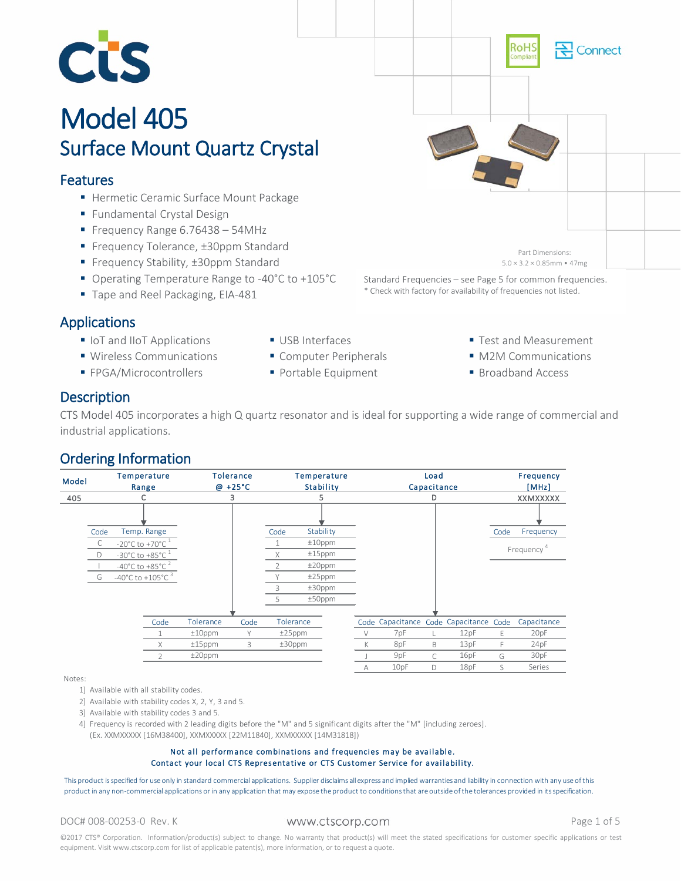# Model 405

## Surface Mount Quartz Crystal

### Features

- Hermetic Ceramic Surface Mount Package
- Fundamental Crystal Design
- Frequency Range 6.76438 – 54MHz
- Frequency Tolerance, ±30ppm Standard
- Frequency Stability, ±30ppm Standard
- Operating Temperature Range to -40°C to +105°C
- Tape and Reel Packaging, EIA-481

Part Dimensions:
5.0 × 3.2 × 0.85mm • 47mg

Standard Frequencies – see Page 5 for common frequencies.
* Check with factory for availability of frequencies not listed.

### Applications

- IoT and IIoT Applications
- Wireless Communications
- FPGA/Microcontrollers
- USB Interfaces
- Computer Peripherals
- Portable Equipment
- Test and Measurement
- M2M Communications
- Broadband Access

### Description

CTS Model 405 incorporates a high Q quartz resonator and is ideal for supporting a wide range of commercial and industrial applications.

### Ordering Information

| Model | Temperature Range | Tolerance @ +25°C | Temperature Stability | Load Capacitance | Frequency [MHz] |
|---|---|---|---|---|---|
| 405 | C | 3 | 5 | D | XXMXXXXX |

**Temperature Range**

| Code | Temp. Range |
|---|---|
| C | -20°C to +70°C [1] |
| D | -30°C to +85°C [1] |
| I | -40°C to +85°C [2] |
| G | -40°C to +105°C [3] |

**Tolerance @ +25°C**

| Code | Tolerance | Code | Tolerance |
|---|---|---|---|
| 1 | ±10ppm | Y | ±25ppm |
| X | ±15ppm | 3 | ±30ppm |
| 2 | ±20ppm | | |

**Temperature Stability**

| Code | Stability |
|---|---|
| 1 | ±10ppm |
| X | ±15ppm |
| 2 | ±20ppm |
| Y | ±25ppm |
| 3 | ±30ppm |
| 5 | ±50ppm |

**Load Capacitance**

| Code | Capacitance | Code | Capacitance | Code | Capacitance |
|---|---|---|---|---|---|
| V | 7pF | L | 12pF | E | 20pF |
| K | 8pF | B | 13pF | F | 24pF |
| J | 9pF | C | 16pF | G | 30pF |
| A | 10pF | D | 18pF | S | Series |

**Frequency [MHz]**

| Code | Frequency |
|---|---|
| Frequency [4] | |

Notes:

1] Available with all stability codes.
2] Available with stability codes X, 2, Y, 3 and 5.
3] Available with stability codes 3 and 5.
4] Frequency is recorded with 2 leading digits before the "M" and 5 significant digits after the "M" [including zeroes].
(Ex. XXMXXXXX [16M38400], XXMXXXXX [22M11840], XXMXXXXX [14M31818])

**Not all performance combinations and frequencies may be available.**
**Contact your local CTS Representative or CTS Customer Service for availability.**

This product is specified for use only in standard commercial applications. Supplier disclaims all express and implied warranties and liability in connection with any use of this product in any non-commercial applications or in any application that may expose the product to conditions that are outside of the tolerances provided in its specification.

DOC# 008-00253-0 Rev. K

www.ctscorp.com

©2017 CTS® Corporation. Information/product(s) subject to change. No warranty that product(s) will meet the stated specifications for customer specific applications or test equipment. Visit www.ctscorp.com for list of applicable patent(s), more information, or to request a quote.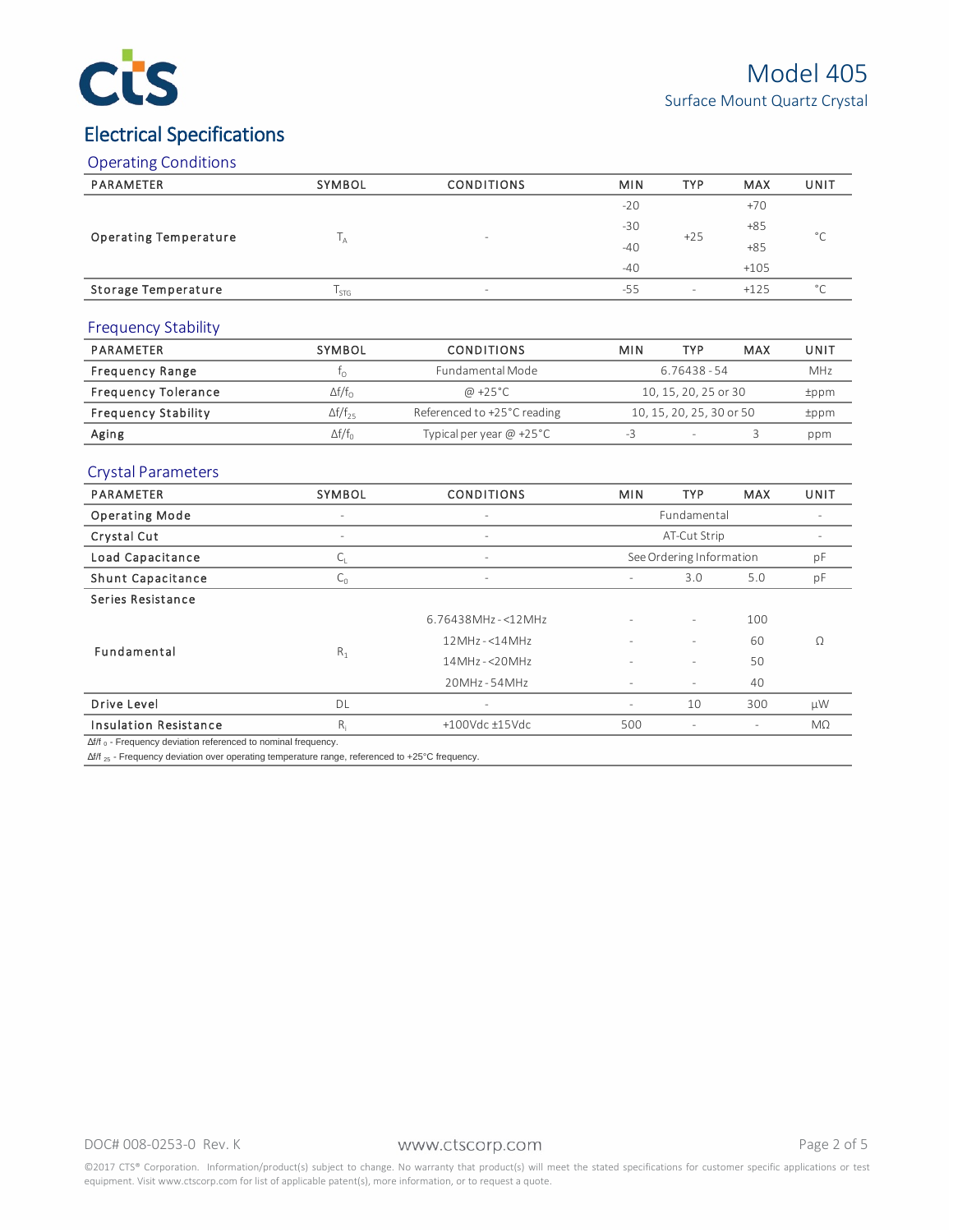# Electrical Specifications

## Operating Conditions

| PARAMETER | SYMBOL | CONDITIONS | MIN | TYP | MAX | UNIT |
|---|---|---|---|---|---|---|
| Operating Temperature | $T_A$ | - | -20 | +25 | +70 | °C |
| | | | -30 | | +85 | |
| | | | -40 | | +85 | |
| | | | -40 | | +105 | |
| Storage Temperature | $T_{STG}$ | - | -55 | - | +125 | °C |

## Frequency Stability

| PARAMETER | SYMBOL | CONDITIONS | MIN | TYP | MAX | UNIT |
|---|---|---|---|---|---|---|
| Frequency Range | $f_O$ | Fundamental Mode | | 6.76438 - 54 | | MHz |
| Frequency Tolerance | $\Delta f/f_O$ | @ +25°C | | 10, 15, 20, 25 or 30 | | ±ppm |
| Frequency Stability | $\Delta f/f_{25}$ | Referenced to +25°C reading | | 10, 15, 20, 25, 30 or 50 | | ±ppm |
| Aging | $\Delta f/f_0$ | Typical per year @ +25°C | -3 | - | 3 | ppm |

## Crystal Parameters

| PARAMETER | SYMBOL | CONDITIONS | MIN | TYP | MAX | UNIT |
|---|---|---|---|---|---|---|
| Operating Mode | - | - | | Fundamental | | - |
| Crystal Cut | - | - | | AT-Cut Strip | | - |
| Load Capacitance | $C_L$ | - | | See Ordering Information | | pF |
| Shunt Capacitance | $C_0$ | - | - | 3.0 | 5.0 | pF |
| Series Resistance | | | | | | |
| Fundamental | $R_1$ | 6.76438MHz - <12MHz | - | - | 100 | Ω |
| | | 12MHz - <14MHz | - | - | 60 | |
| | | 14MHz - <20MHz | - | - | 50 | |
| | | 20MHz - 54MHz | - | - | 40 | |
| Drive Level | DL | - | - | 10 | 300 | µW |
| Insulation Resistance | $R_i$ | +100Vdc ±15Vdc | 500 | - | - | MΩ |

$\Delta f/f_0$ - Frequency deviation referenced to nominal frequency.

$\Delta f/f_{25}$ - Frequency deviation over operating temperature range, referenced to +25°C frequency.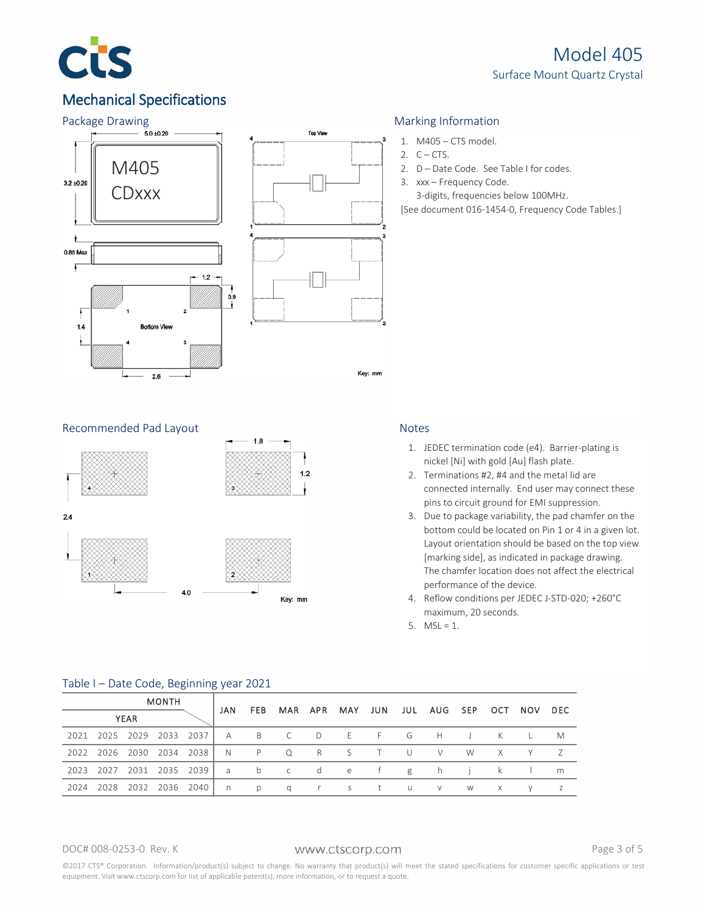# Mechanical Specifications

## Package Drawing

## Marking Information

1. M405 – CTS model.
2. C – CTS.
2. D – Date Code. See Table I for codes.
3. xxx – Frequency Code.
   3-digits, frequencies below 100MHz.

[See document 016-1454-0, Frequency Code Tables.]

## Recommended Pad Layout

## Notes

1. JEDEC termination code (e4). Barrier-plating is nickel [Ni] with gold [Au] flash plate.
2. Terminations #2, #4 and the metal lid are connected internally. End user may connect these pins to circuit ground for EMI suppression.
3. Due to package variability, the pad chamfer on the bottom could be located on Pin 1 or 4 in a given lot. Layout orientation should be based on the top view [marking side], as indicated in package drawing. The chamfer location does not affect the electrical performance of the device.
4. Reflow conditions per JEDEC J-STD-020; +260°C maximum, 20 seconds.
5. MSL = 1.

## Table I – Date Code, Beginning year 2021

| YEAR | | | | | JAN | FEB | MAR | APR | MAY | JUN | JUL | AUG | SEP | OCT | NOV | DEC |
|---|---|---|---|---|---|---|---|---|---|---|---|---|---|---|---|---|
| 2021 | 2025 | 2029 | 2033 | 2037 | A | B | C | D | E | F | G | H | J | K | L | M |
| 2022 | 2026 | 2030 | 2034 | 2038 | N | P | Q | R | S | T | U | V | W | X | Y | Z |
| 2023 | 2027 | 2031 | 2035 | 2039 | a | b | c | d | e | f | g | h | j | k | l | m |
| 2024 | 2028 | 2032 | 2036 | 2040 | n | p | q | r | s | t | u | v | w | x | y | z |

DOC# 008-0253-0 Rev. K

www.ctscorp.com

©2017 CTS® Corporation. Information/product(s) subject to change. No warranty that product(s) will meet the stated specifications for customer specific applications or test equipment. Visit www.ctscorp.com for list of applicable patent(s), more information, or to request a quote.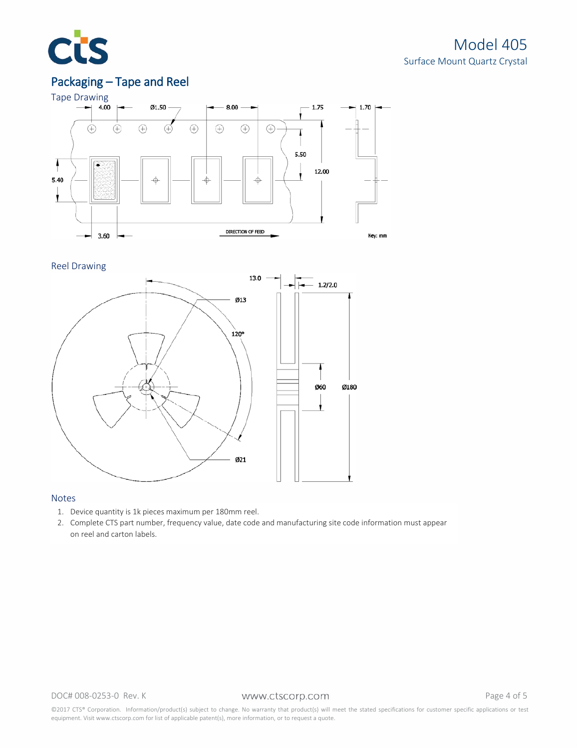## Packaging – Tape and Reel

### Tape Drawing

4.00 Ø1.50 8.00 1.75 1.70

5.50

12.00

5.40

3.60

DIRECTION OF FEED

Key: mm

### Reel Drawing

13.0 1.2/2.0

Ø13

120°

Ø60 Ø180

Ø21

### Notes

1. Device quantity is 1k pieces maximum per 180mm reel.
2. Complete CTS part number, frequency value, date code and manufacturing site code information must appear on reel and carton labels.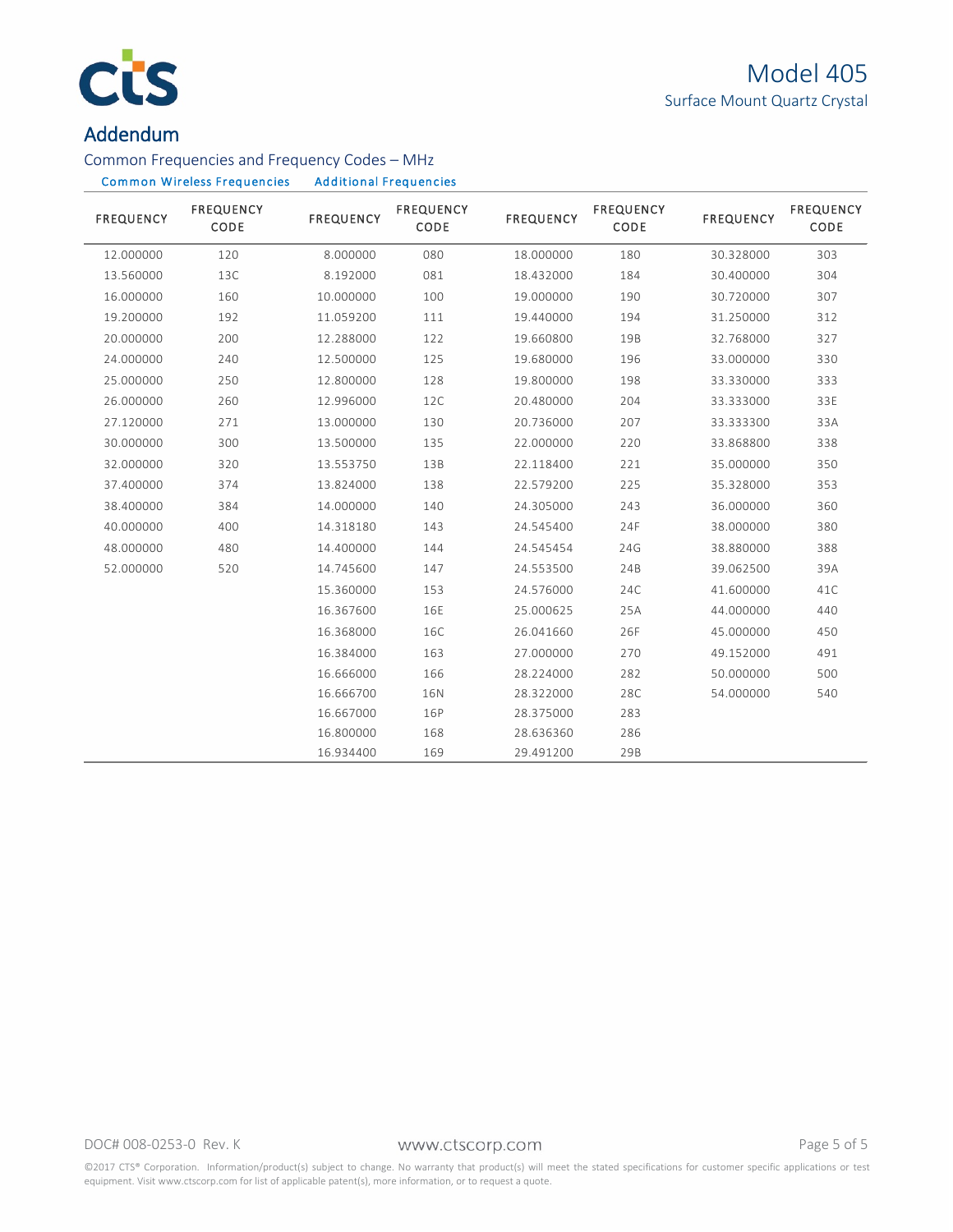# Model 405

Surface Mount Quartz Crystal

## Addendum

### Common Frequencies and Frequency Codes – MHz

Common Wireless Frequencies | Additional Frequencies

| FREQUENCY | FREQUENCY CODE | FREQUENCY | FREQUENCY CODE | FREQUENCY | FREQUENCY CODE | FREQUENCY | FREQUENCY CODE |
|---|---|---|---|---|---|---|---|
| 12.000000 | 120 | 8.000000 | 080 | 18.000000 | 180 | 30.328000 | 303 |
| 13.560000 | 13C | 8.192000 | 081 | 18.432000 | 184 | 30.400000 | 304 |
| 16.000000 | 160 | 10.000000 | 100 | 19.000000 | 190 | 30.720000 | 307 |
| 19.200000 | 192 | 11.059200 | 111 | 19.440000 | 194 | 31.250000 | 312 |
| 20.000000 | 200 | 12.288000 | 122 | 19.660800 | 19B | 32.768000 | 327 |
| 24.000000 | 240 | 12.500000 | 125 | 19.680000 | 196 | 33.000000 | 330 |
| 25.000000 | 250 | 12.800000 | 128 | 19.800000 | 198 | 33.330000 | 333 |
| 26.000000 | 260 | 12.996000 | 12C | 20.480000 | 204 | 33.333000 | 33E |
| 27.120000 | 271 | 13.000000 | 130 | 20.736000 | 207 | 33.333300 | 33A |
| 30.000000 | 300 | 13.500000 | 135 | 22.000000 | 220 | 33.868800 | 338 |
| 32.000000 | 320 | 13.553750 | 13B | 22.118400 | 221 | 35.000000 | 350 |
| 37.400000 | 374 | 13.824000 | 138 | 22.579200 | 225 | 35.328000 | 353 |
| 38.400000 | 384 | 14.000000 | 140 | 24.305000 | 243 | 36.000000 | 360 |
| 40.000000 | 400 | 14.318180 | 143 | 24.545400 | 24F | 38.000000 | 380 |
| 48.000000 | 480 | 14.400000 | 144 | 24.545454 | 24G | 38.880000 | 388 |
| 52.000000 | 520 | 14.745600 | 147 | 24.553500 | 24B | 39.062500 | 39A |
| | | 15.360000 | 153 | 24.576000 | 24C | 41.600000 | 41C |
| | | 16.367600 | 16E | 25.000625 | 25A | 44.000000 | 440 |
| | | 16.368000 | 16C | 26.041660 | 26F | 45.000000 | 450 |
| | | 16.384000 | 163 | 27.000000 | 270 | 49.152000 | 491 |
| | | 16.666000 | 166 | 28.224000 | 282 | 50.000000 | 500 |
| | | 16.666700 | 16N | 28.322000 | 28C | 54.000000 | 540 |
| | | 16.667000 | 16P | 28.375000 | 283 | | |
| | | 16.800000 | 168 | 28.636360 | 286 | | |
| | | 16.934400 | 169 | 29.491200 | 29B | | |

DOC# 008-0253-0 Rev. K

www.ctscorp.com

©2017 CTS® Corporation. Information/product(s) subject to change. No warranty that product(s) will meet the stated specifications for customer specific applications or test equipment. Visit www.ctscorp.com for list of applicable patent(s), more information, or to request a quote.